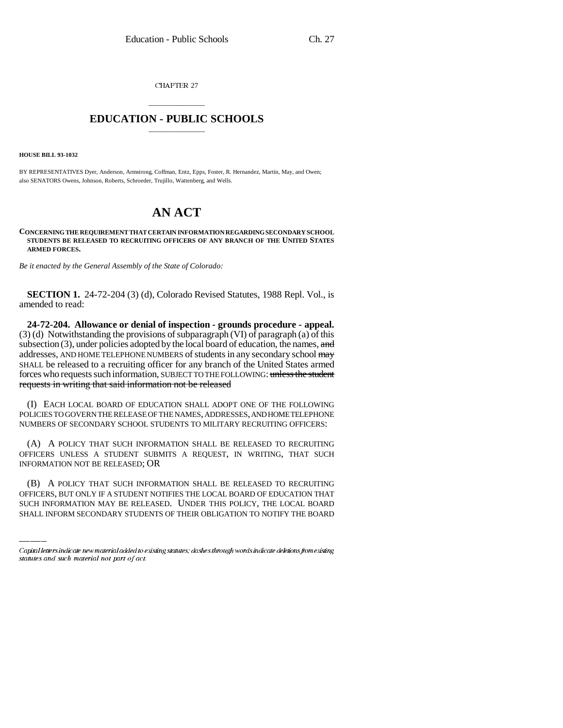CHAPTER 27

# EDUCATION - PUBLIC SCHOOLS

**HOUSE BILL 93-1032**

BY REPRESENTATIVES Dyer, Anderson, Armstrong, Coffman, Entz, Epps, Foster, R. Hernandez, Martin, May, and Owen; also SENATORS Owens, Johnson, Roberts, Schroeder, Trujillo, Wattenberg, and Wells.

# AN ACT

**CONCERNING THE REQUIREMENT THAT CERTAIN INFORMATION REGARDING SECONDARY SCHOOL STUDENTS BE RELEASED TO RECRUITING OFFICERS OF ANY BRANCH OF THE UNITED STATES ARMED FORCES.**

*Be it enacted by the General Assembly of the State of Colorado:*

**SECTION 1.** 24-72-204 (3) (d), Colorado Revised Statutes, 1988 Repl. Vol., is amended to read:

**24-72-204. Allowance or denial of inspection - grounds procedure - appeal.** (3) (d) Notwithstanding the provisions of subparagraph (VI) of paragraph (a) of this subsection (3), under policies adopted by the local board of education, the names, ~~and~~ addresses, AND HOME TELEPHONE NUMBERS of students in any secondary school ~~may~~ SHALL be released to a recruiting officer for any branch of the United States armed forces who requests such information, SUBJECT TO THE FOLLOWING: ~~unless the student requests in writing that said information not be released~~

(I) EACH LOCAL BOARD OF EDUCATION SHALL ADOPT ONE OF THE FOLLOWING POLICIES TO GOVERN THE RELEASE OF THE NAMES, ADDRESSES, AND HOME TELEPHONE NUMBERS OF SECONDARY SCHOOL STUDENTS TO MILITARY RECRUITING OFFICERS:

(A) A POLICY THAT SUCH INFORMATION SHALL BE RELEASED TO RECRUITING OFFICERS UNLESS A STUDENT SUBMITS A REQUEST, IN WRITING, THAT SUCH INFORMATION NOT BE RELEASED; OR

(B) A POLICY THAT SUCH INFORMATION SHALL BE RELEASED TO RECRUITING OFFICERS, BUT ONLY IF A STUDENT NOTIFIES THE LOCAL BOARD OF EDUCATION THAT SUCH INFORMATION MAY BE RELEASED. UNDER THIS POLICY, THE LOCAL BOARD SHALL INFORM SECONDARY STUDENTS OF THEIR OBLIGATION TO NOTIFY THE BOARD

---

*Capital letters indicate new material added to existing statutes; dashes through words indicate deletions from existing statutes and such material not part of act.*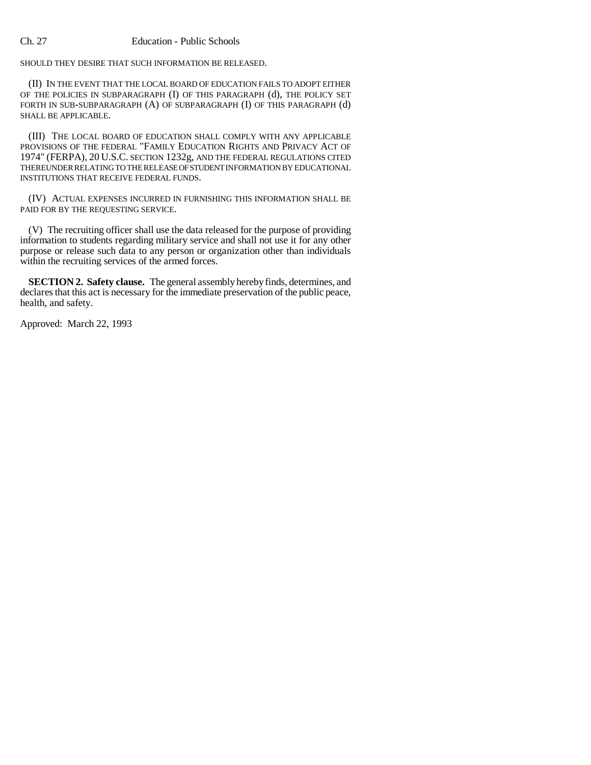SHOULD THEY DESIRE THAT SUCH INFORMATION BE RELEASED.

(II) IN THE EVENT THAT THE LOCAL BOARD OF EDUCATION FAILS TO ADOPT EITHER OF THE POLICIES IN SUBPARAGRAPH (I) OF THIS PARAGRAPH (d), THE POLICY SET FORTH IN SUB-SUBPARAGRAPH (A) OF SUBPARAGRAPH (I) OF THIS PARAGRAPH (d) SHALL BE APPLICABLE.

(III) THE LOCAL BOARD OF EDUCATION SHALL COMPLY WITH ANY APPLICABLE PROVISIONS OF THE FEDERAL "FAMILY EDUCATION RIGHTS AND PRIVACY ACT OF 1974" (FERPA), 20 U.S.C. SECTION 1232g, AND THE FEDERAL REGULATIONS CITED THEREUNDER RELATING TO THE RELEASE OF STUDENT INFORMATION BY EDUCATIONAL INSTITUTIONS THAT RECEIVE FEDERAL FUNDS.

(IV) ACTUAL EXPENSES INCURRED IN FURNISHING THIS INFORMATION SHALL BE PAID FOR BY THE REQUESTING SERVICE.

(V) The recruiting officer shall use the data released for the purpose of providing information to students regarding military service and shall not use it for any other purpose or release such data to any person or organization other than individuals within the recruiting services of the armed forces.

**SECTION 2. Safety clause.** The general assembly hereby finds, determines, and declares that this act is necessary for the immediate preservation of the public peace, health, and safety.

Approved: March 22, 1993